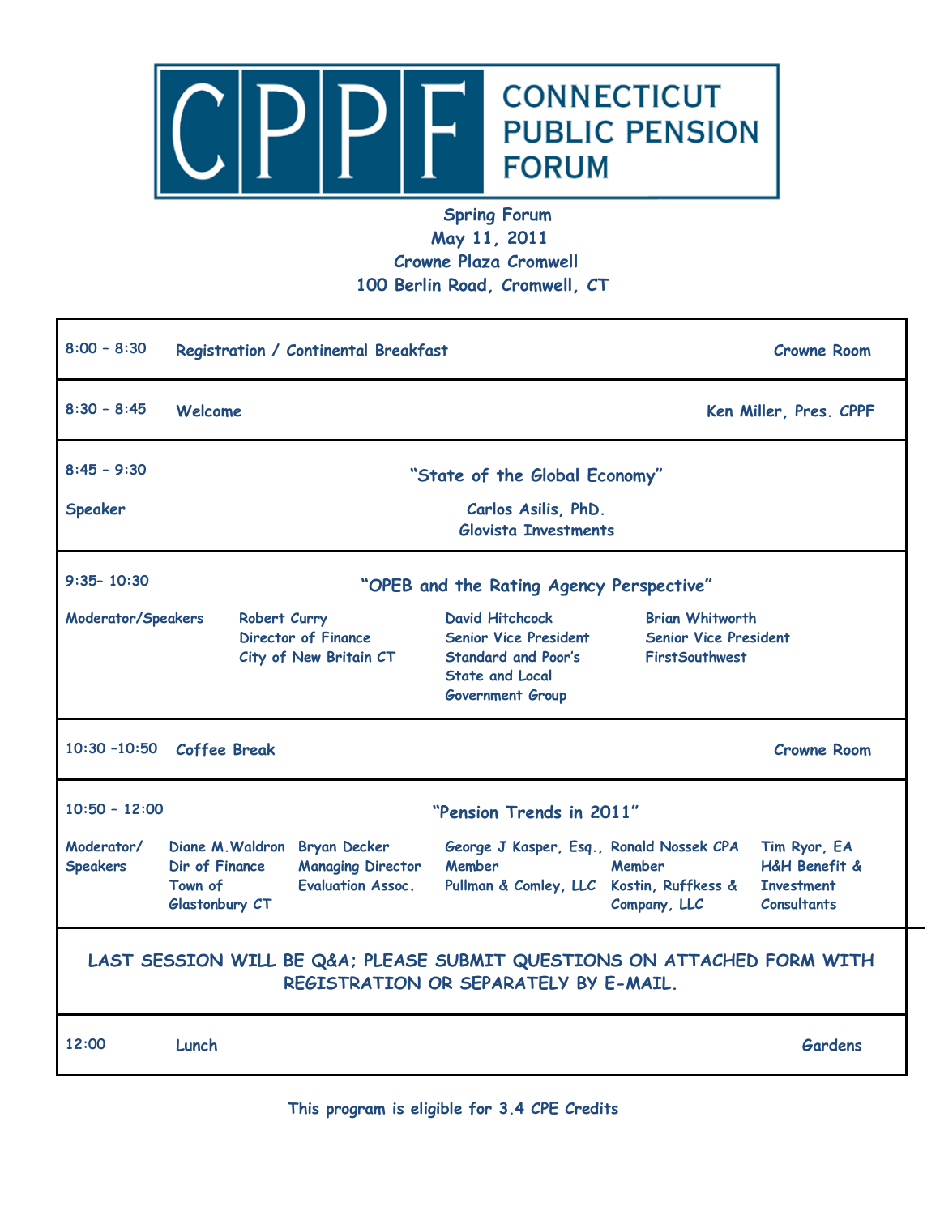# CPPF CONNECTICUT PUBLIC PENSION FORUM

**Spring Forum**
**May 11, 2011**
**Crowne Plaza Cromwell**
**100 Berlin Road, Cromwell, CT**

---

**8:00 – 8:30** | **Registration / Continental Breakfast** | **Crowne Room**

---

**8:30 – 8:45** | **Welcome** | **Ken Miller, Pres. CPPF**

---

**8:45 – 9:30** | **"State of the Global Economy"**

**Speaker**

Carlos Asilis, PhD.
Glovista Investments

---

**9:35– 10:30** | **"OPEB and the Rating Agency Perspective"**

**Moderator/Speakers**

- Robert Curry, Director of Finance, City of New Britain CT
- David Hitchcock, Senior Vice President, Standard and Poor's State and Local Government Group
- Brian Whitworth, Senior Vice President, FirstSouthwest

---

**10:30 –10:50** | **Coffee Break** | **Crowne Room**

---

**10:50 – 12:00** | **"Pension Trends in 2011"**

**Moderator/ Speakers**

- Diane M.Waldron, Dir of Finance, Town of Glastonbury CT
- Bryan Decker, Managing Director, Evaluation Assoc.
- George J Kasper, Esq., Member, Pullman & Comley, LLC
- Ronald Nossek CPA, Member, Kostin, Ruffkess & Company, LLC
- Tim Ryor, EA, H&H Benefit & Investment Consultants

---

**LAST SESSION WILL BE Q&A; PLEASE SUBMIT QUESTIONS ON ATTACHED FORM WITH REGISTRATION OR SEPARATELY BY E-MAIL.**

---

**12:00** | **Lunch** | **Gardens**

---

**This program is eligible for 3.4 CPE Credits**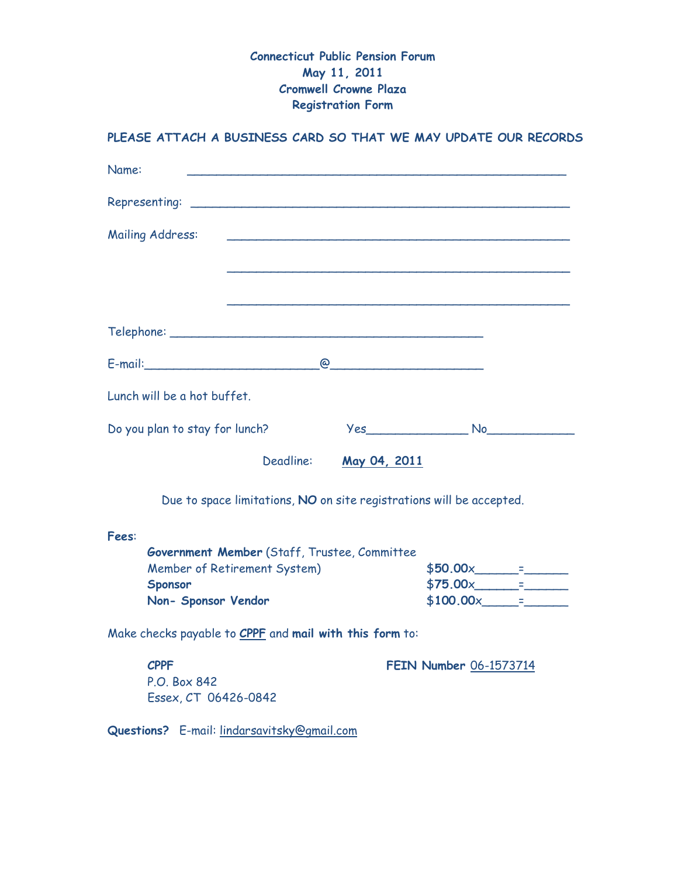# Connecticut Public Pension Forum
## May 11, 2011
## Cromwell Crowne Plaza
## Registration Form

**PLEASE ATTACH A BUSINESS CARD SO THAT WE MAY UPDATE OUR RECORDS**

Name: ___________________________________________________

Representing: ___________________________________________________

Mailing Address: ___________________________________________________

___________________________________________________

___________________________________________________

Telephone: _____________________________________________

E-mail:________________________@____________________

Lunch will be a hot buffet.

Do you plan to stay for lunch? Yes______________ No____________

Deadline: **May 04, 2011**

Due to space limitations, **NO** on site registrations will be accepted.

**Fees**:

| | |
|---|---|
| **Government Member** (Staff, Trustee, Committee Member of Retirement System) | $50.00x______=______ |
| **Sponsor** | $75.00x______=______ |
| **Non- Sponsor Vendor** | $100.00x_____=______ |

Make checks payable to **CPPF** and **mail with this form** to:

**CPPF**
P.O. Box 842
Essex, CT 06426-0842

**FEIN Number** 06-1573714

**Questions?** E-mail: lindarsavitsky@gmail.com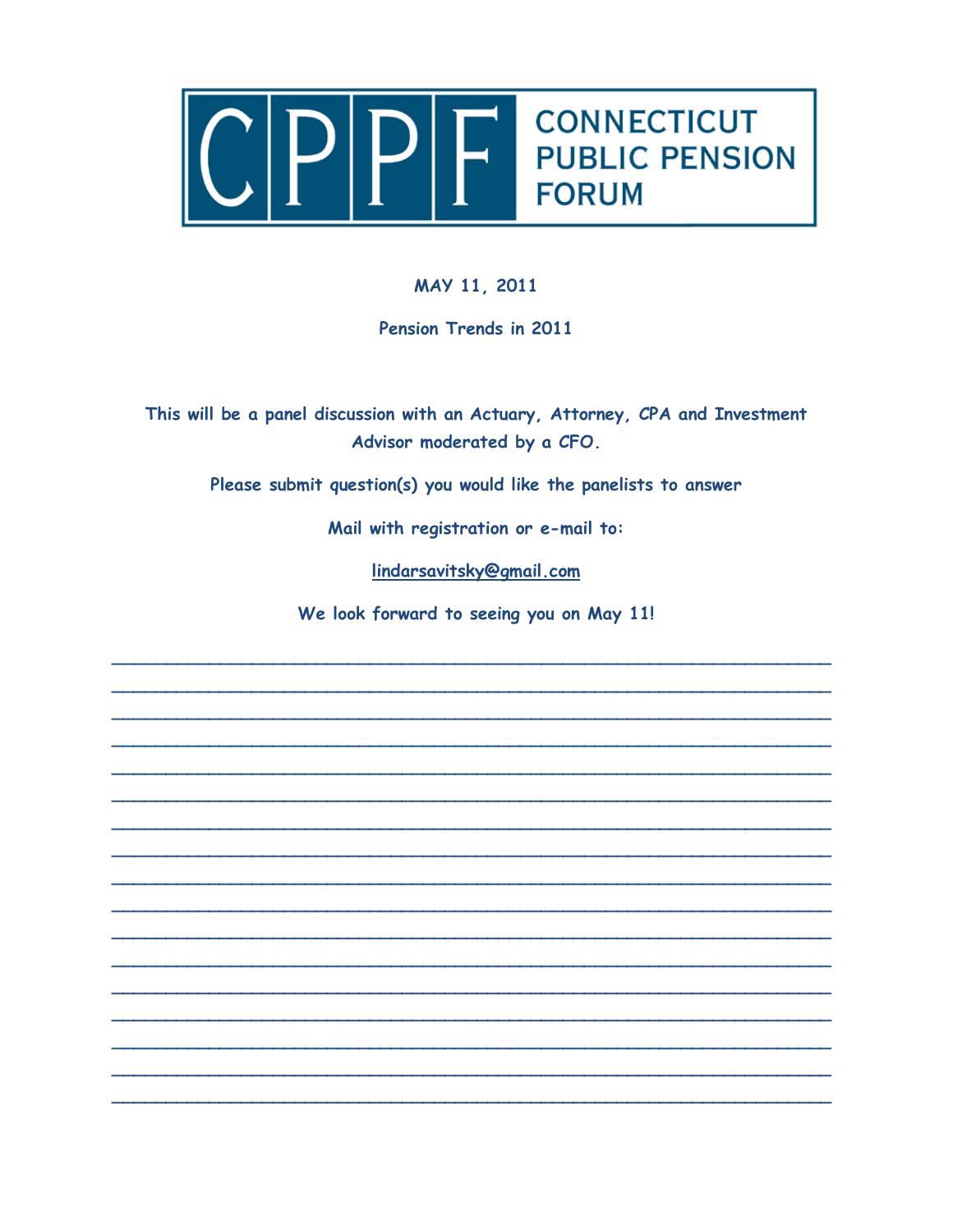# CONNECTICUT PUBLIC PENSION FORUM

**MAY 11, 2011**

**Pension Trends in 2011**

**This will be a panel discussion with an Actuary, Attorney, CPA and Investment Advisor moderated by a CFO.**

**Please submit question(s) you would like the panelists to answer**

**Mail with registration or e-mail to:**

**lindarsavitsky@gmail.com**

**We look forward to seeing you on May 11!**

_______________________________________________________________

_______________________________________________________________

_______________________________________________________________

_______________________________________________________________

_______________________________________________________________

_______________________________________________________________

_______________________________________________________________

_______________________________________________________________

_______________________________________________________________

_______________________________________________________________

_______________________________________________________________

_______________________________________________________________

_______________________________________________________________

_______________________________________________________________

_______________________________________________________________

_______________________________________________________________

_______________________________________________________________